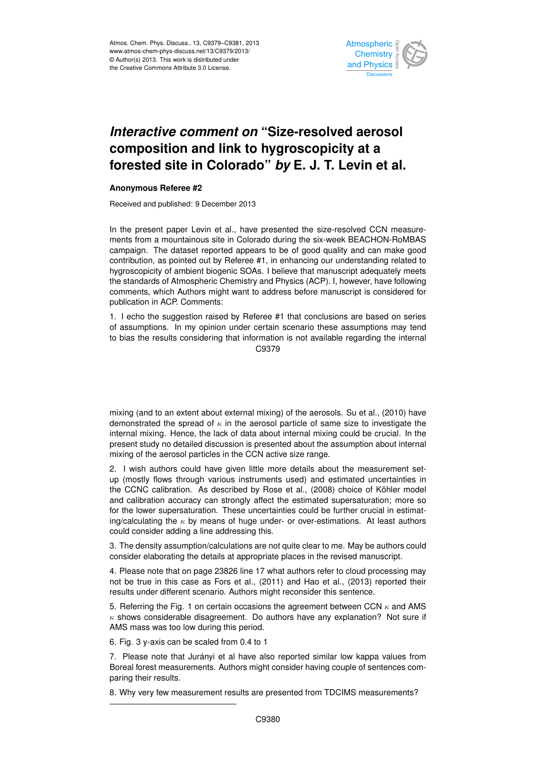# *Interactive comment on* "Size-resolved aerosol composition and link to hygroscopicity at a forested site in Colorado" *by* E. J. T. Levin et al.

**Anonymous Referee #2**

Received and published: 9 December 2013

In the present paper Levin et al., have presented the size-resolved CCN measurements from a mountainous site in Colorado during the six-week BEACHON-RoMBAS campaign. The dataset reported appears to be of good quality and can make good contribution, as pointed out by Referee #1, in enhancing our understanding related to hygroscopicity of ambient biogenic SOAs. I believe that manuscript adequately meets the standards of Atmospheric Chemistry and Physics (ACP). I, however, have following comments, which Authors might want to address before manuscript is considered for publication in ACP. Comments:

1. I echo the suggestion raised by Referee #1 that conclusions are based on series of assumptions. In my opinion under certain scenario these assumptions may tend to bias the results considering that information is not available regarding the internal mixing (and to an extent about external mixing) of the aerosols. Su et al., (2010) have demonstrated the spread of $\kappa$ in the aerosol particle of same size to investigate the internal mixing. Hence, the lack of data about internal mixing could be crucial. In the present study no detailed discussion is presented about the assumption about internal mixing of the aerosol particles in the CCN active size range.

2. I wish authors could have given little more details about the measurement set-up (mostly flows through various instruments used) and estimated uncertainties in the CCNC calibration. As described by Rose et al., (2008) choice of Köhler model and calibration accuracy can strongly affect the estimated supersaturation; more so for the lower supersaturation. These uncertainties could be further crucial in estimating/calculating the $\kappa$ by means of huge under- or over-estimations. At least authors could consider adding a line addressing this.

3. The density assumption/calculations are not quite clear to me. May be authors could consider elaborating the details at appropriate places in the revised manuscript.

4. Please note that on page 23826 line 17 what authors refer to cloud processing may not be true in this case as Fors et al., (2011) and Hao et al., (2013) reported their results under different scenario. Authors might reconsider this sentence.

5. Referring the Fig. 1 on certain occasions the agreement between CCN $\kappa$ and AMS $\kappa$ shows considerable disagreement. Do authors have any explanation? Not sure if AMS mass was too low during this period.

6. Fig. 3 y-axis can be scaled from 0.4 to 1

7. Please note that Jurányi et al have also reported similar low kappa values from Boreal forest measurements. Authors might consider having couple of sentences comparing their results.

8. Why very few measurement results are presented from TDCIMS measurements?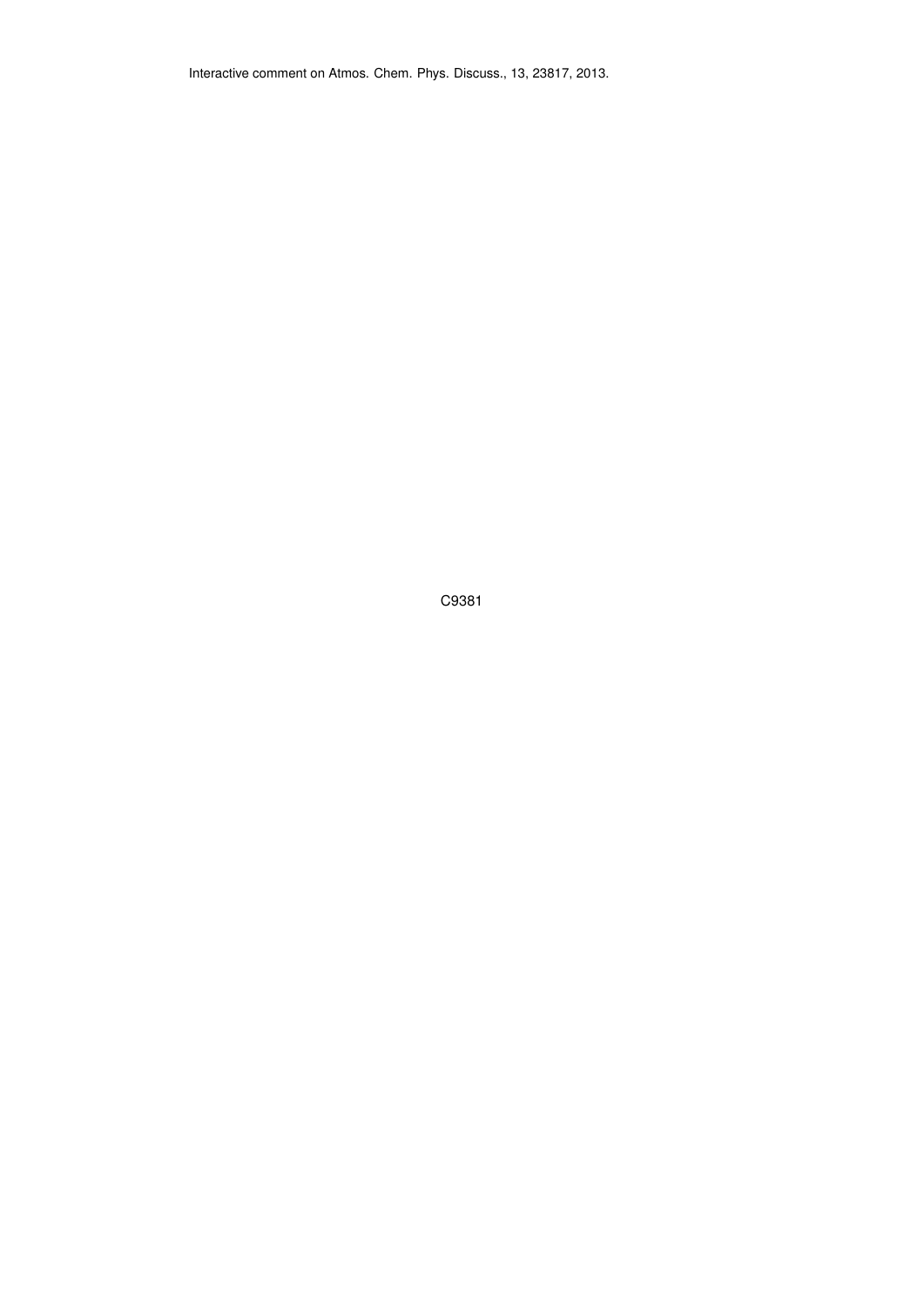Interactive comment on Atmos. Chem. Phys. Discuss., 13, 23817, 2013.